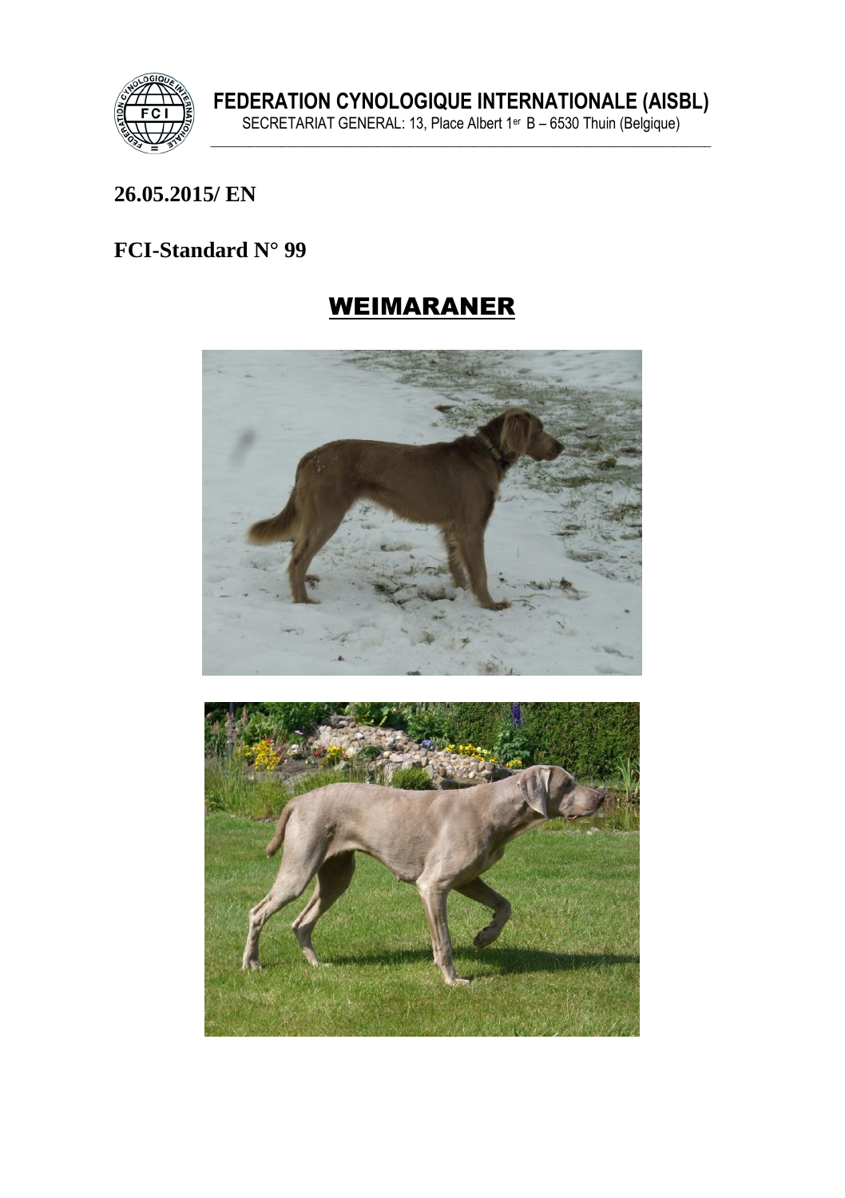**FEDERATION CYNOLOGIQUE INTERNATIONALE (AISBL)**
SECRETARIAT GENERAL: 13, Place Albert 1er B – 6530 Thuin (Belgique)

**26.05.2015/ EN**

**FCI-Standard N° 99**

# WEIMARANER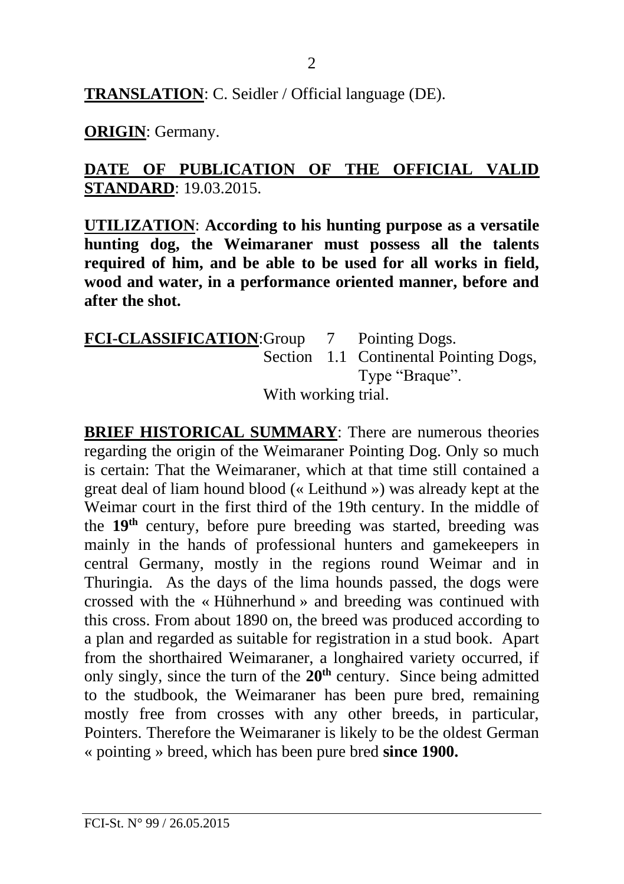**TRANSLATION**: C. Seidler / Official language (DE).

**ORIGIN**: Germany.

**DATE OF PUBLICATION OF THE OFFICIAL VALID STANDARD**: 19.03.2015.

**UTILIZATION**: **According to his hunting purpose as a versatile hunting dog, the Weimaraner must possess all the talents required of him, and be able to be used for all works in field, wood and water, in a performance oriented manner, before and after the shot.**

**FCI-CLASSIFICATION**: Group 7 Pointing Dogs.
Section 1.1 Continental Pointing Dogs, Type "Braque".
With working trial.

**BRIEF HISTORICAL SUMMARY**: There are numerous theories regarding the origin of the Weimaraner Pointing Dog. Only so much is certain: That the Weimaraner, which at that time still contained a great deal of liam hound blood (« Leithund ») was already kept at the Weimar court in the first third of the 19th century. In the middle of the **19th** century, before pure breeding was started, breeding was mainly in the hands of professional hunters and gamekeepers in central Germany, mostly in the regions round Weimar and in Thuringia. As the days of the lima hounds passed, the dogs were crossed with the « Hühnerhund » and breeding was continued with this cross. From about 1890 on, the breed was produced according to a plan and regarded as suitable for registration in a stud book. Apart from the shorthaired Weimaraner, a longhaired variety occurred, if only singly, since the turn of the **20th** century. Since being admitted to the studbook, the Weimaraner has been pure bred, remaining mostly free from crosses with any other breeds, in particular, Pointers. Therefore the Weimaraner is likely to be the oldest German « pointing » breed, which has been pure bred **since 1900.**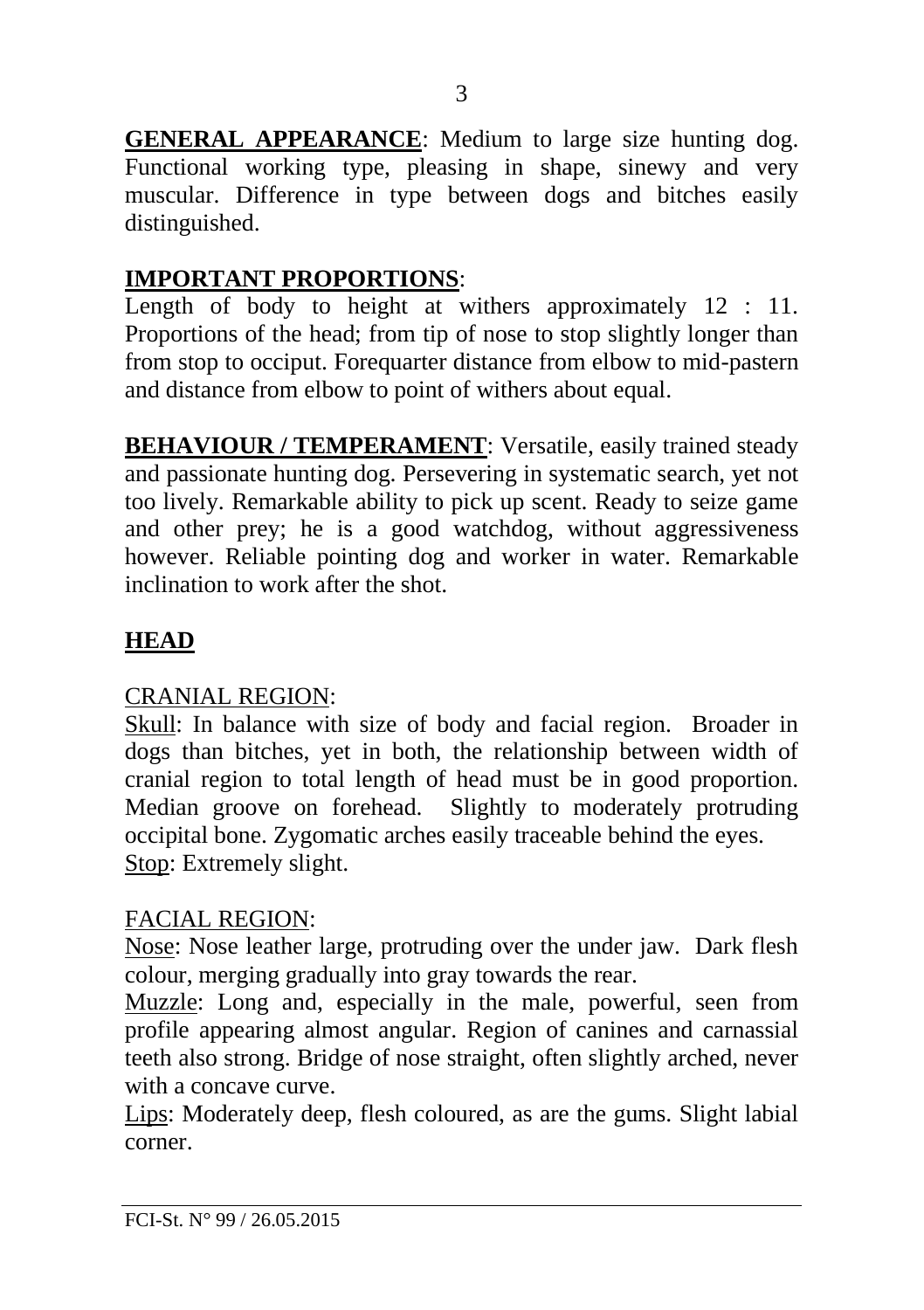**GENERAL APPEARANCE**: Medium to large size hunting dog. Functional working type, pleasing in shape, sinewy and very muscular. Difference in type between dogs and bitches easily distinguished.

**IMPORTANT PROPORTIONS**:
Length of body to height at withers approximately 12 : 11. Proportions of the head; from tip of nose to stop slightly longer than from stop to occiput. Forequarter distance from elbow to mid-pastern and distance from elbow to point of withers about equal.

**BEHAVIOUR / TEMPERAMENT**: Versatile, easily trained steady and passionate hunting dog. Persevering in systematic search, yet not too lively. Remarkable ability to pick up scent. Ready to seize game and other prey; he is a good watchdog, without aggressiveness however. Reliable pointing dog and worker in water. Remarkable inclination to work after the shot.

**HEAD**

CRANIAL REGION:
Skull: In balance with size of body and facial region. Broader in dogs than bitches, yet in both, the relationship between width of cranial region to total length of head must be in good proportion. Median groove on forehead. Slightly to moderately protruding occipital bone. Zygomatic arches easily traceable behind the eyes.
Stop: Extremely slight.

FACIAL REGION:
Nose: Nose leather large, protruding over the under jaw. Dark flesh colour, merging gradually into gray towards the rear.
Muzzle: Long and, especially in the male, powerful, seen from profile appearing almost angular. Region of canines and carnassial teeth also strong. Bridge of nose straight, often slightly arched, never with a concave curve.
Lips: Moderately deep, flesh coloured, as are the gums. Slight labial corner.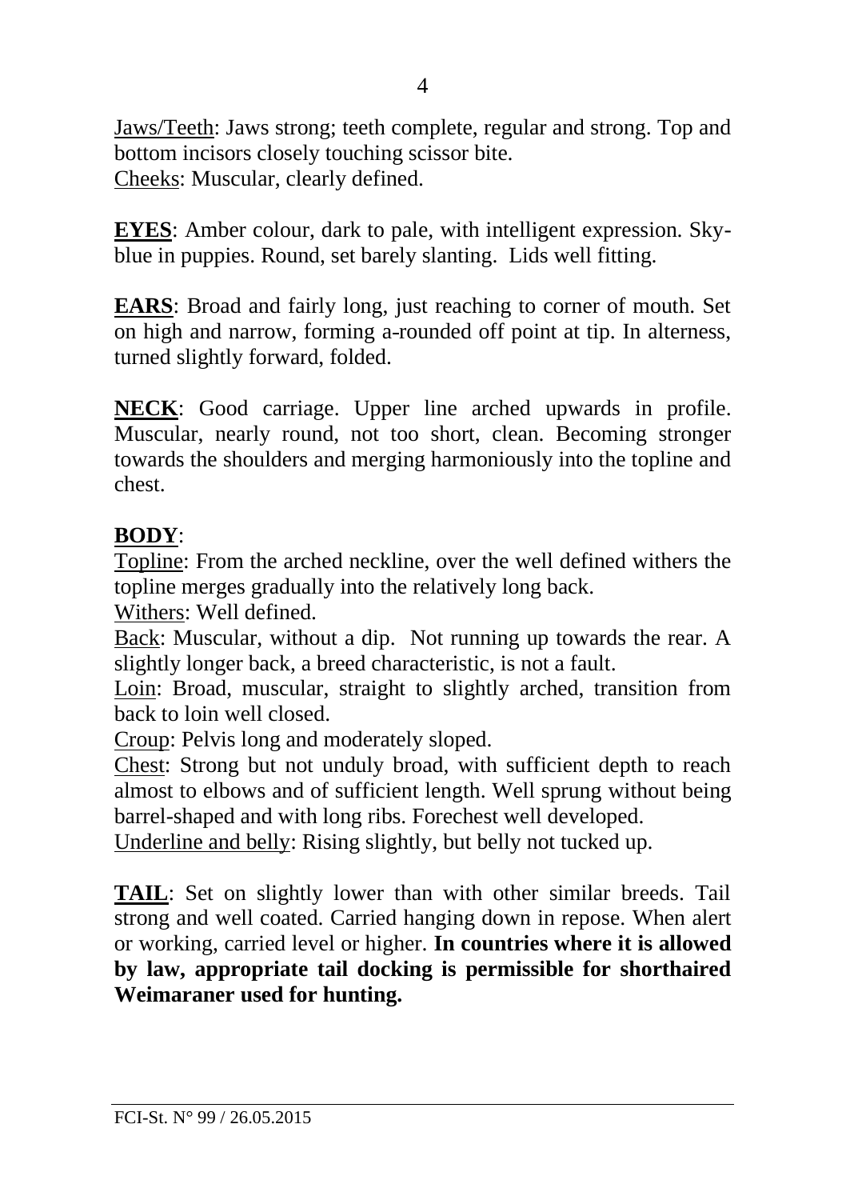<u>Jaws/Teeth</u>: Jaws strong; teeth complete, regular and strong. Top and bottom incisors closely touching scissor bite.
<u>Cheeks</u>: Muscular, clearly defined.

**<u>EYES</u>**: Amber colour, dark to pale, with intelligent expression. Sky-blue in puppies. Round, set barely slanting. Lids well fitting.

**<u>EARS</u>**: Broad and fairly long, just reaching to corner of mouth. Set on high and narrow, forming a-rounded off point at tip. In alterness, turned slightly forward, folded.

**<u>NECK</u>**: Good carriage. Upper line arched upwards in profile. Muscular, nearly round, not too short, clean. Becoming stronger towards the shoulders and merging harmoniously into the topline and chest.

**<u>BODY</u>**:
<u>Topline</u>: From the arched neckline, over the well defined withers the topline merges gradually into the relatively long back.
<u>Withers</u>: Well defined.
<u>Back</u>: Muscular, without a dip. Not running up towards the rear. A slightly longer back, a breed characteristic, is not a fault.
<u>Loin</u>: Broad, muscular, straight to slightly arched, transition from back to loin well closed.
<u>Croup</u>: Pelvis long and moderately sloped.
<u>Chest</u>: Strong but not unduly broad, with sufficient depth to reach almost to elbows and of sufficient length. Well sprung without being barrel-shaped and with long ribs. Forechest well developed.
<u>Underline and belly</u>: Rising slightly, but belly not tucked up.

**<u>TAIL</u>**: Set on slightly lower than with other similar breeds. Tail strong and well coated. Carried hanging down in repose. When alert or working, carried level or higher. **In countries where it is allowed by law, appropriate tail docking is permissible for shorthaired Weimaraner used for hunting.**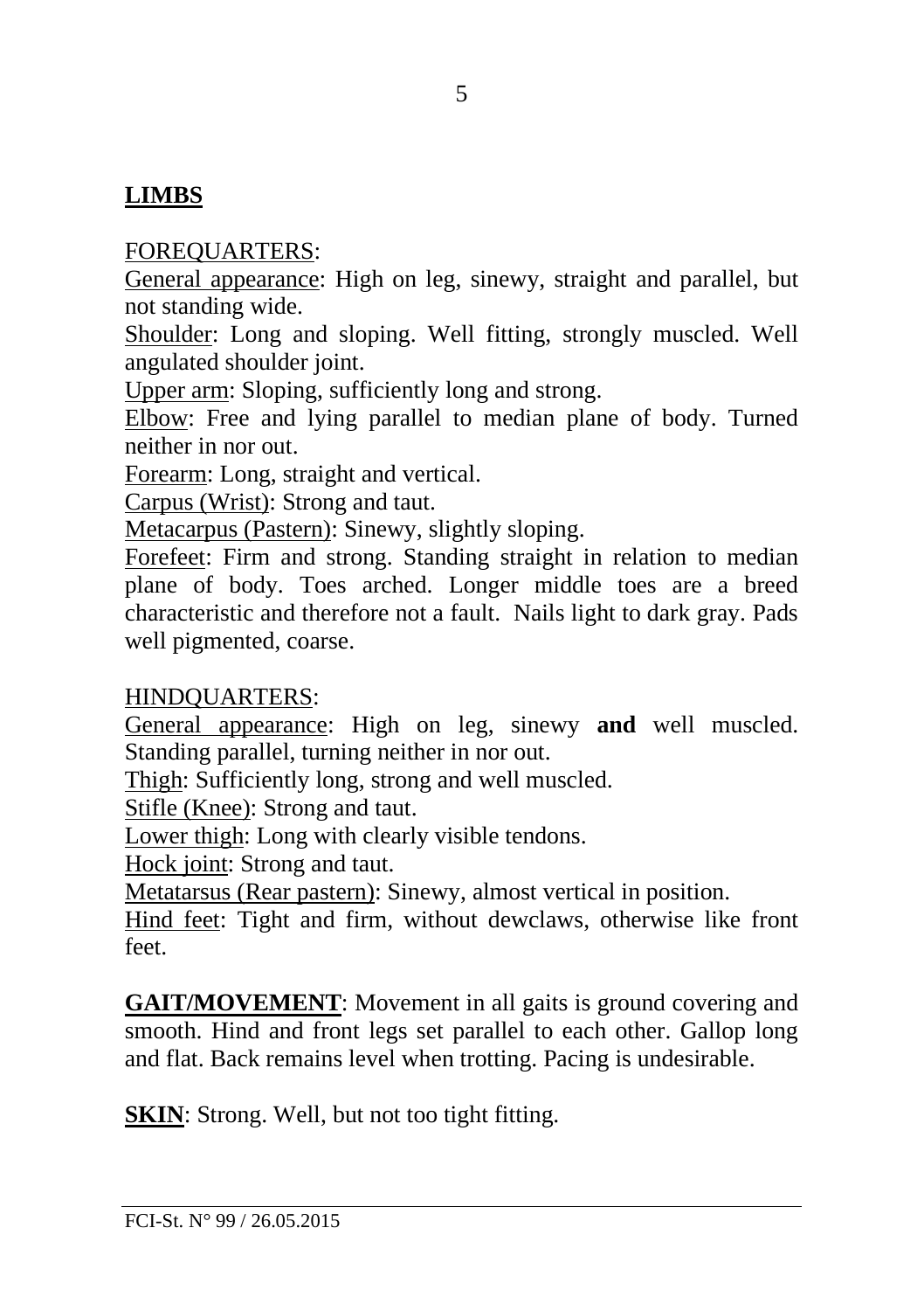## LIMBS

FOREQUARTERS:

General appearance: High on leg, sinewy, straight and parallel, but not standing wide.

Shoulder: Long and sloping. Well fitting, strongly muscled. Well angulated shoulder joint.

Upper arm: Sloping, sufficiently long and strong.

Elbow: Free and lying parallel to median plane of body. Turned neither in nor out.

Forearm: Long, straight and vertical.

Carpus (Wrist): Strong and taut.

Metacarpus (Pastern): Sinewy, slightly sloping.

Forefeet: Firm and strong. Standing straight in relation to median plane of body. Toes arched. Longer middle toes are a breed characteristic and therefore not a fault. Nails light to dark gray. Pads well pigmented, coarse.

HINDQUARTERS:

General appearance: High on leg, sinewy **and** well muscled. Standing parallel, turning neither in nor out.

Thigh: Sufficiently long, strong and well muscled.

Stifle (Knee): Strong and taut.

Lower thigh: Long with clearly visible tendons.

Hock joint: Strong and taut.

Metatarsus (Rear pastern): Sinewy, almost vertical in position.

Hind feet: Tight and firm, without dewclaws, otherwise like front feet.

**GAIT/MOVEMENT**: Movement in all gaits is ground covering and smooth. Hind and front legs set parallel to each other. Gallop long and flat. Back remains level when trotting. Pacing is undesirable.

**SKIN**: Strong. Well, but not too tight fitting.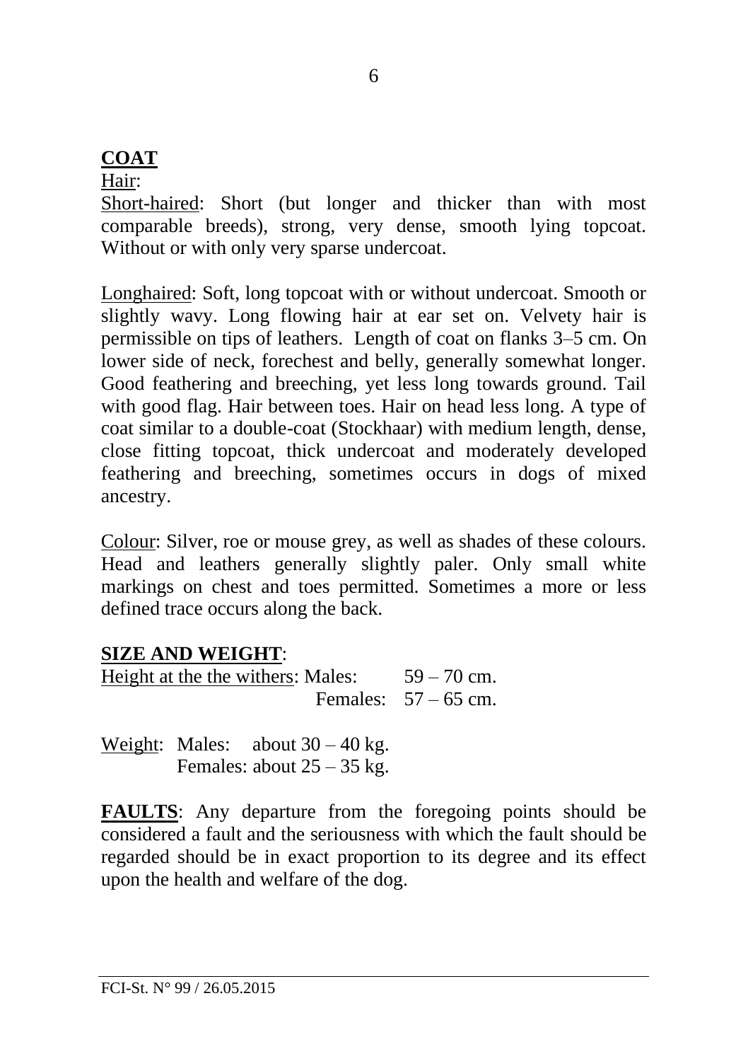## **COAT**

Hair:

Short-haired: Short (but longer and thicker than with most comparable breeds), strong, very dense, smooth lying topcoat. Without or with only very sparse undercoat.

Longhaired: Soft, long topcoat with or without undercoat. Smooth or slightly wavy. Long flowing hair at ear set on. Velvety hair is permissible on tips of leathers. Length of coat on flanks 3–5 cm. On lower side of neck, forechest and belly, generally somewhat longer. Good feathering and breeching, yet less long towards ground. Tail with good flag. Hair between toes. Hair on head less long. A type of coat similar to a double-coat (Stockhaar) with medium length, dense, close fitting topcoat, thick undercoat and moderately developed feathering and breeching, sometimes occurs in dogs of mixed ancestry.

Colour: Silver, roe or mouse grey, as well as shades of these colours. Head and leathers generally slightly paler. Only small white markings on chest and toes permitted. Sometimes a more or less defined trace occurs along the back.

## **SIZE AND WEIGHT**:

Height at the the withers: Males: 59 – 70 cm.
Females: 57 – 65 cm.

Weight: Males: about 30 – 40 kg.
Females: about 25 – 35 kg.

**FAULTS**: Any departure from the foregoing points should be considered a fault and the seriousness with which the fault should be regarded should be in exact proportion to its degree and its effect upon the health and welfare of the dog.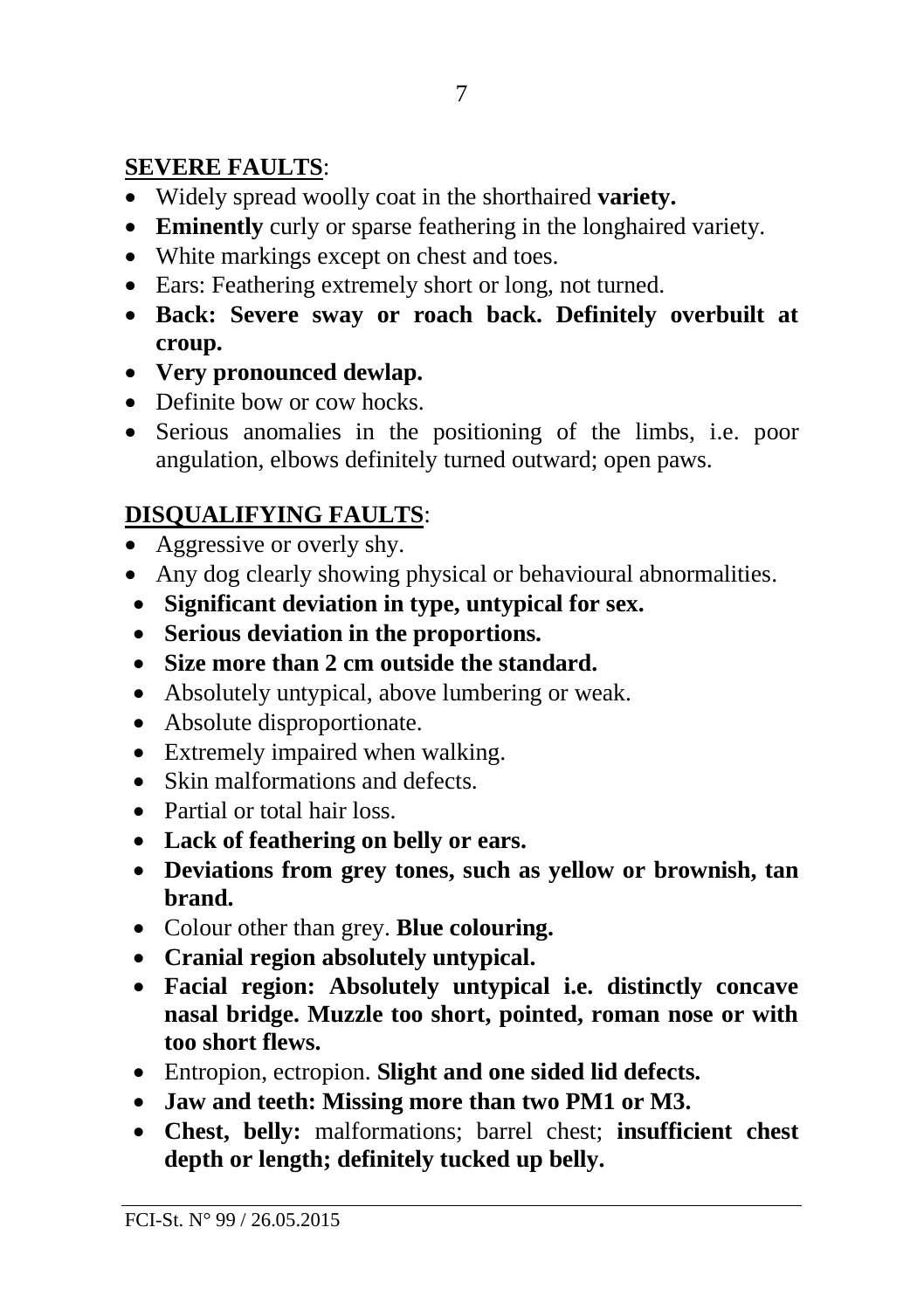**SEVERE FAULTS**:

- Widely spread woolly coat in the shorthaired **variety.**
- **Eminently** curly or sparse feathering in the longhaired variety.
- White markings except on chest and toes.
- Ears: Feathering extremely short or long, not turned.
- **Back: Severe sway or roach back. Definitely overbuilt at croup.**
- **Very pronounced dewlap.**
- Definite bow or cow hocks.
- Serious anomalies in the positioning of the limbs, i.e. poor angulation, elbows definitely turned outward; open paws.

**DISQUALIFYING FAULTS**:

- Aggressive or overly shy.
- Any dog clearly showing physical or behavioural abnormalities.
- **Significant deviation in type, untypical for sex.**
- **Serious deviation in the proportions.**
- **Size more than 2 cm outside the standard.**
- Absolutely untypical, above lumbering or weak.
- Absolute disproportionate.
- Extremely impaired when walking.
- Skin malformations and defects.
- Partial or total hair loss.
- **Lack of feathering on belly or ears.**
- **Deviations from grey tones, such as yellow or brownish, tan brand.**
- Colour other than grey. **Blue colouring.**
- **Cranial region absolutely untypical.**
- **Facial region: Absolutely untypical i.e. distinctly concave nasal bridge. Muzzle too short, pointed, roman nose or with too short flews.**
- Entropion, ectropion. **Slight and one sided lid defects.**
- **Jaw and teeth: Missing more than two PM1 or M3.**
- **Chest, belly:** malformations; barrel chest; **insufficient chest depth or length; definitely tucked up belly.**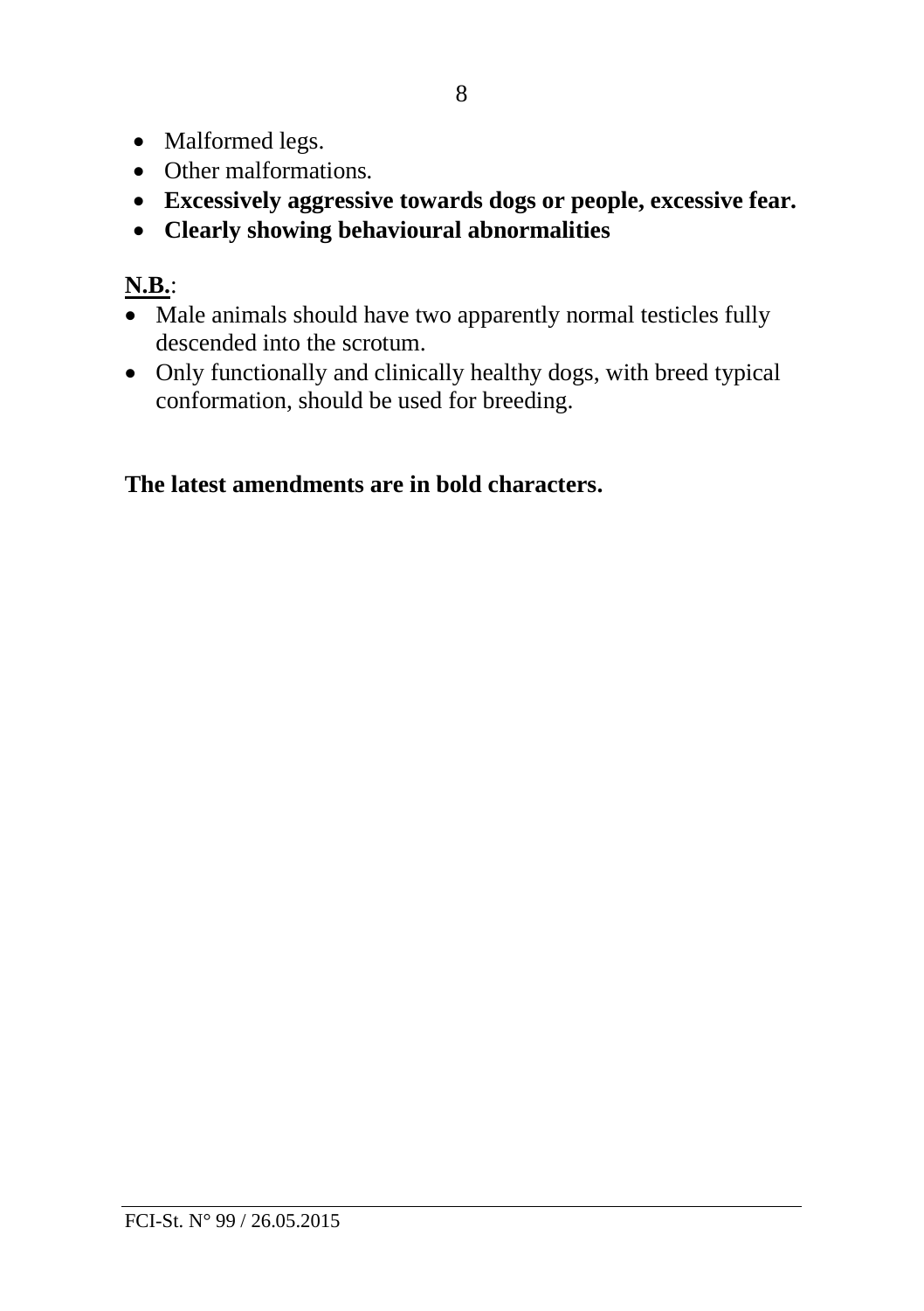- Malformed legs.
- Other malformations.
- **Excessively aggressive towards dogs or people, excessive fear.**
- **Clearly showing behavioural abnormalities**

**N.B.**:

- Male animals should have two apparently normal testicles fully descended into the scrotum.
- Only functionally and clinically healthy dogs, with breed typical conformation, should be used for breeding.

**The latest amendments are in bold characters.**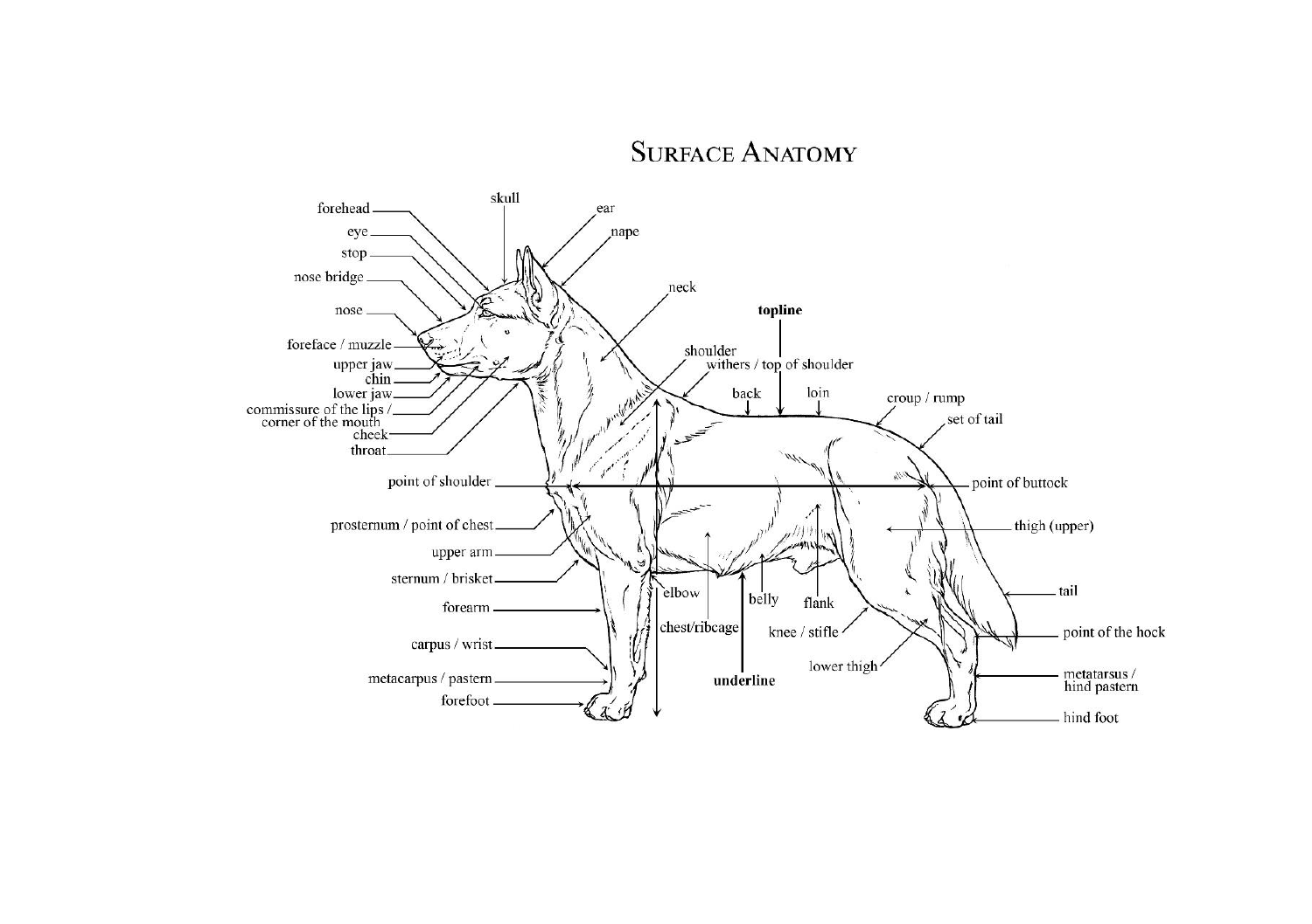# Surface Anatomy

forehead
eye
stop
nose bridge
nose
foreface / muzzle
upper jaw
chin
lower jaw
commissure of the lips / corner of the mouth
cheek
throat
skull
ear
nape
neck
topline
shoulder
withers / top of shoulder
back
loin
croup / rump
set of tail
point of shoulder
point of buttock
prosternum / point of chest
thigh (upper)
upper arm
sternum / brisket
elbow
belly
flank
tail
forearm
chest/ribcage
knee / stifle
point of the hock
carpus / wrist
lower thigh
metacarpus / pastern
underline
metatarsus / hind pastern
forefoot
hind foot